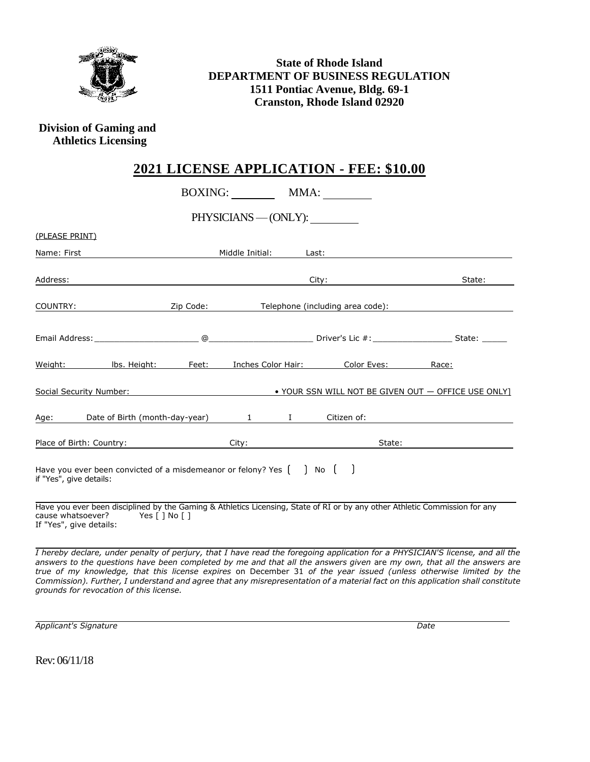**State of Rhode Island**
**DEPARTMENT OF BUSINESS REGULATION**
**1511 Pontiac Avenue, Bldg. 69-1**
**Cranston, Rhode Island 02920**

**Division of Gaming and Athletics Licensing**

# 2021 LICENSE APPLICATION - FEE: $10.00

BOXING: ________ MMA: ________

PHYSICIANS — (ONLY): ________

(PLEASE PRINT)

Name: First ____________________ Middle Initial: ______ Last: ____________________

Address: ____________________ City: ____________________ State: ______

COUNTRY: ____________ Zip Code: ____________ Telephone (including area code): ____________________

Email Address: ____________________ @____________________ Driver's Lic #: ________________ State: _____

Weight: ______ lbs. Height: ______ Feet: ______ Inches Color Hair: ______ Color Eyes: ______ Race: ______

Social Security Number: ____________________ • YOUR SSN WILL NOT BE GIVEN OUT — OFFICE USE ONLY]

Age: ______ Date of Birth (month-day-year) ____ 1 ____ I ____ Citizen of: ____________________

Place of Birth: Country: ____________ City: ____________ State: ____________

Have you ever been convicted of a misdemeanor or felony? Yes [ ] No [ ]
if "Yes", give details:

Have you ever been disciplined by the Gaming & Athletics Licensing, State of RI or by any other Athletic Commission for any cause whatsoever? Yes [ ] No [ ]
If "Yes", give details:

*I hereby declare, under penalty of perjury, that I have read the foregoing application for a PHYSICIAN'S license, and all the answers to the questions have been completed by me and that all the answers given* are *my own, that all the answers are true of my knowledge, that this license expires* on December 31 *of the year issued (unless otherwise limited by the Commission). Further, I understand and agree that any misrepresentation of a material fact on this application shall constitute grounds for revocation of this license.*

*Applicant's Signature* ____________________ *Date* ____________

Rev: 06/11/18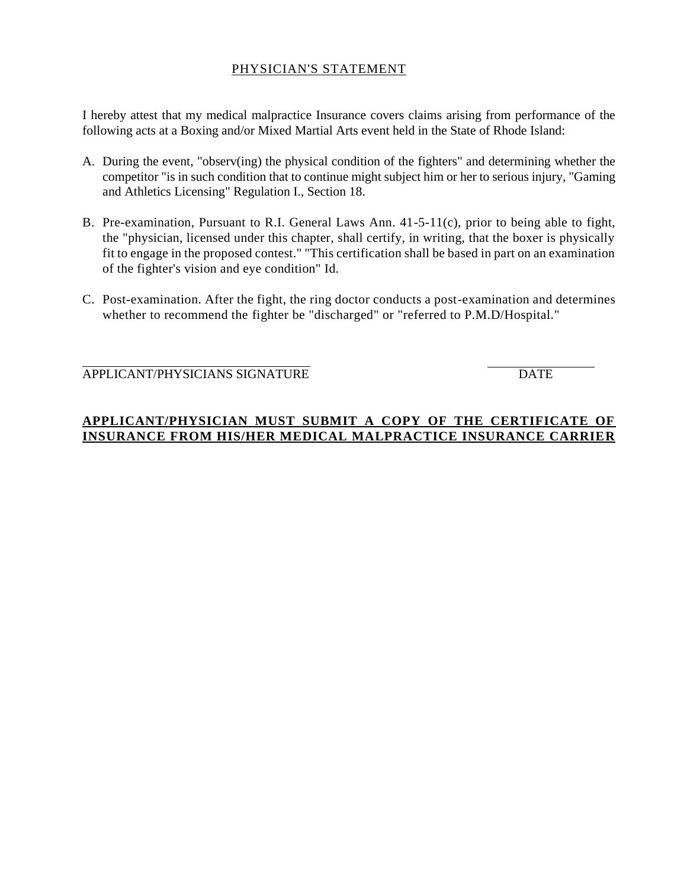## PHYSICIAN'S STATEMENT

I hereby attest that my medical malpractice Insurance covers claims arising from performance of the following acts at a Boxing and/or Mixed Martial Arts event held in the State of Rhode Island:

A. During the event, "observ(ing) the physical condition of the fighters" and determining whether the competitor "is in such condition that to continue might subject him or her to serious injury, "Gaming and Athletics Licensing" Regulation I., Section 18.

B. Pre-examination, Pursuant to R.I. General Laws Ann. 41-5-11(c), prior to being able to fight, the "physician, licensed under this chapter, shall certify, in writing, that the boxer is physically fit to engage in the proposed contest." "This certification shall be based in part on an examination of the fighter's vision and eye condition" Id.

C. Post-examination. After the fight, the ring doctor conducts a post-examination and determines whether to recommend the fighter be "discharged" or "referred to P.M.D/Hospital."

\_\_\_\_\_\_\_\_\_\_\_\_\_\_\_\_\_\_\_\_\_\_\_\_\_\_\_\_\_\_\_\_\_\_\_\_ \_\_\_\_\_\_\_\_\_\_\_\_\_\_\_\_
APPLICANT/PHYSICIANS SIGNATURE DATE

**APPLICANT/PHYSICIAN MUST SUBMIT A COPY OF THE CERTIFICATE OF INSURANCE FROM HIS/HER MEDICAL MALPRACTICE INSURANCE CARRIER**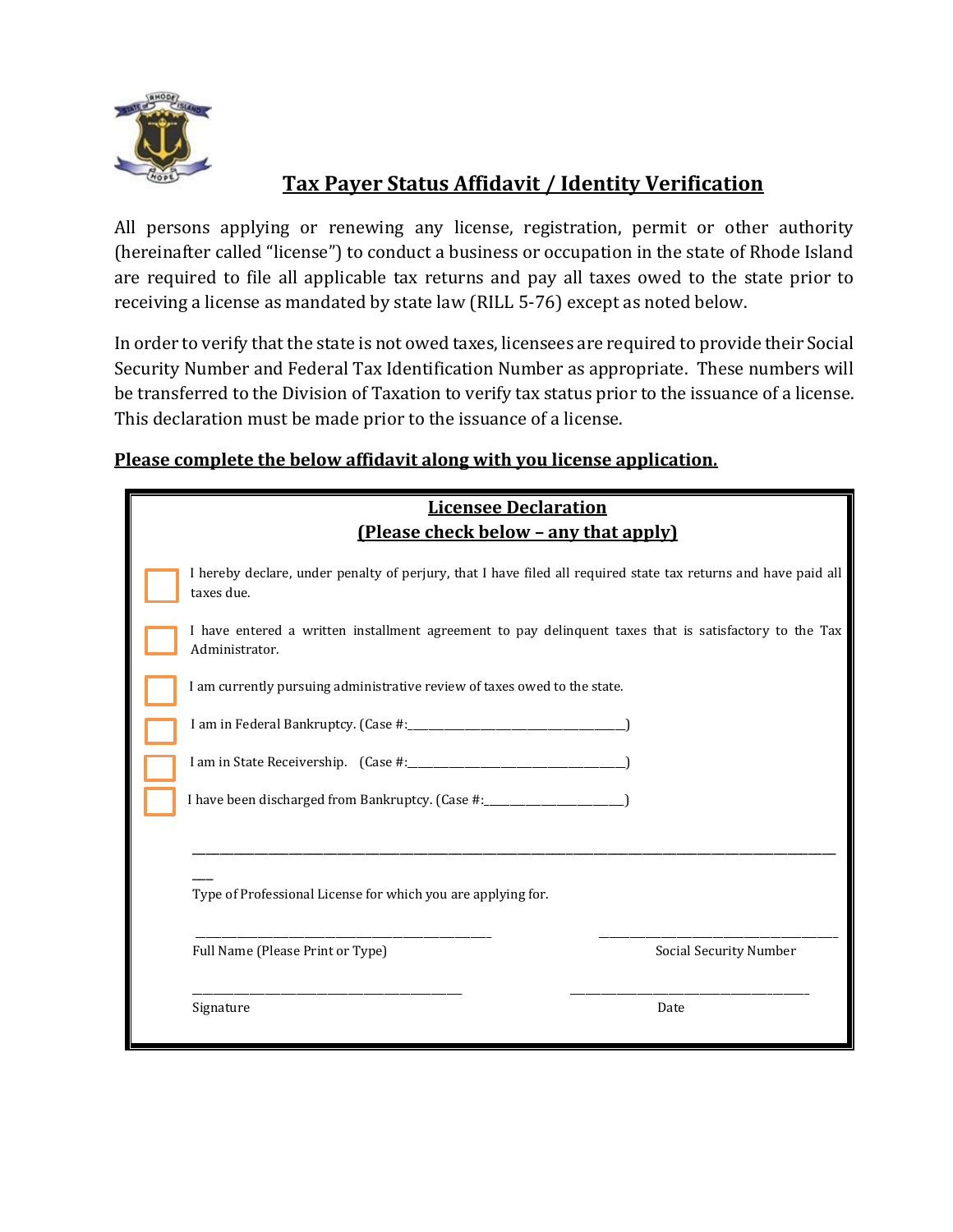# Tax Payer Status Affidavit / Identity Verification

All persons applying or renewing any license, registration, permit or other authority (hereinafter called "license") to conduct a business or occupation in the state of Rhode Island are required to file all applicable tax returns and pay all taxes owed to the state prior to receiving a license as mandated by state law (RILL 5-76) except as noted below.

In order to verify that the state is not owed taxes, licensees are required to provide their Social Security Number and Federal Tax Identification Number as appropriate. These numbers will be transferred to the Division of Taxation to verify tax status prior to the issuance of a license. This declaration must be made prior to the issuance of a license.

**Please complete the below affidavit along with you license application.**

## Licensee Declaration
## (Please check below – any that apply)

☐ I hereby declare, under penalty of perjury, that I have filed all required state tax returns and have paid all taxes due.

☐ I have entered a written installment agreement to pay delinquent taxes that is satisfactory to the Tax Administrator.

☐ I am currently pursuing administrative review of taxes owed to the state.

☐ I am in Federal Bankruptcy. (Case #:\_\_\_\_\_\_\_\_\_\_\_\_\_\_\_\_\_\_\_\_\_\_\_\_\_\_\_\_\_\_)

☐ I am in State Receivership. (Case #:\_\_\_\_\_\_\_\_\_\_\_\_\_\_\_\_\_\_\_\_\_\_\_\_\_\_\_\_\_\_)

☐ I have been discharged from Bankruptcy. (Case #:\_\_\_\_\_\_\_\_\_\_\_\_\_\_\_\_\_\_\_\_)

\_\_\_\_\_\_\_\_\_\_\_\_\_\_\_\_\_\_\_\_\_\_\_\_\_\_\_\_\_\_\_\_\_\_\_\_\_\_\_\_\_\_\_\_\_\_\_\_\_\_\_\_\_\_\_\_\_\_\_\_\_\_\_\_\_\_\_\_\_\_\_\_\_\_\_\_\_\_

Type of Professional License for which you are applying for.

\_\_\_\_\_\_\_\_\_\_\_\_\_\_\_\_\_\_\_\_\_\_\_\_\_\_\_\_\_\_\_\_\_\_\_\_\_\_\_\_ \_\_\_\_\_\_\_\_\_\_\_\_\_\_\_\_\_\_\_\_\_\_\_\_\_\_\_\_\_\_\_\_\_\_
Full Name (Please Print or Type) Social Security Number

\_\_\_\_\_\_\_\_\_\_\_\_\_\_\_\_\_\_\_\_\_\_\_\_\_\_\_\_\_\_\_\_\_\_\_\_\_\_\_\_ \_\_\_\_\_\_\_\_\_\_\_\_\_\_\_\_\_\_\_\_\_\_\_\_\_\_\_\_\_\_\_\_\_\_
Signature Date